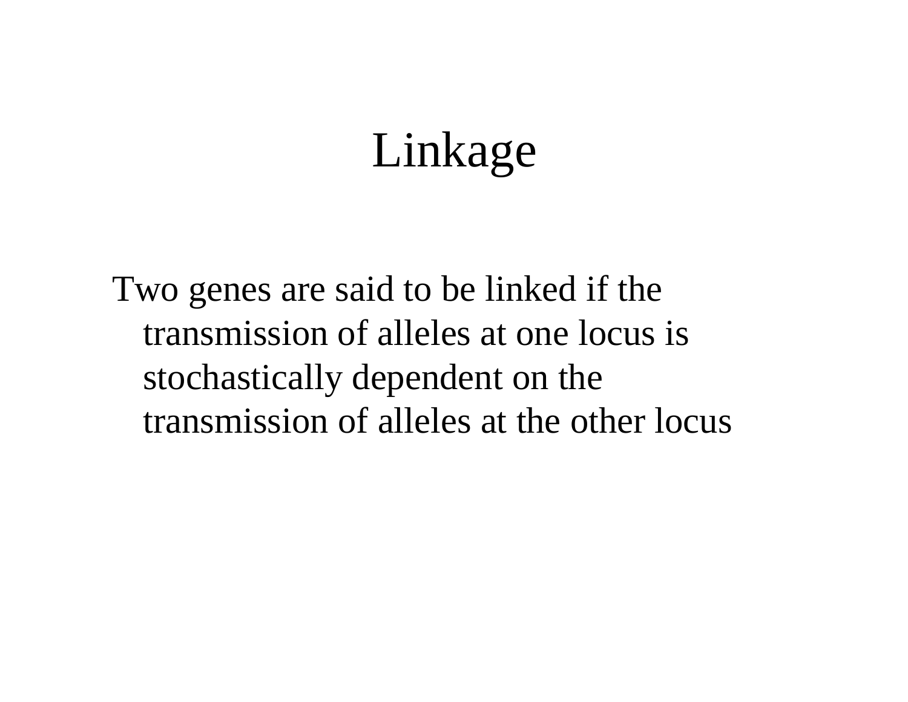# Linkage

Two genes are said to be linked if the transmission of alleles at one locus is stochastically dependent on the transmission of alleles at the other locus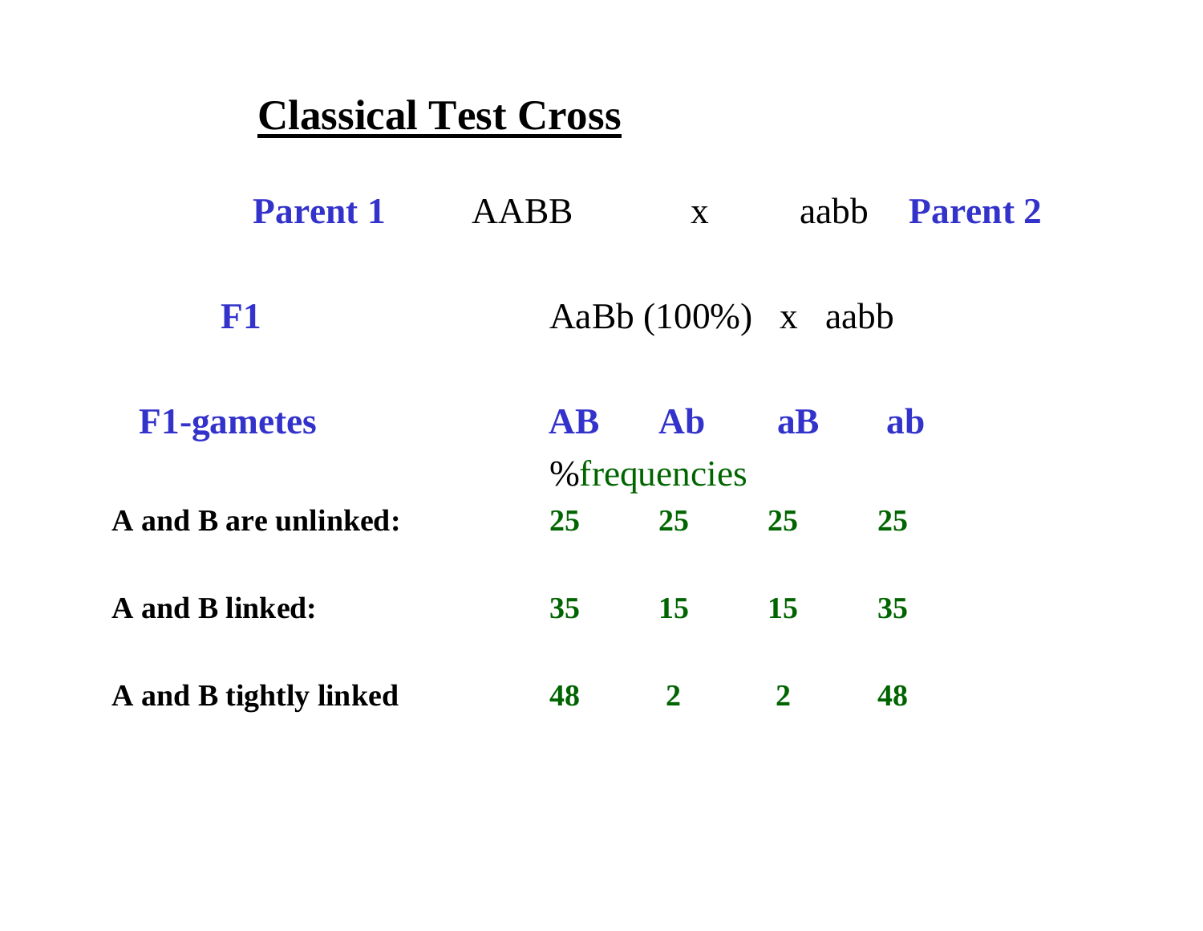# Classical Test Cross

**Parent 1** AABB x aabb **Parent 2**

**F1** AaBb (100%) x aabb

| **F1-gametes** | **AB** | **Ab** | **aB** | **ab** |
|---|---|---|---|---|
| | %frequencies | | | |
| **A and B are unlinked:** | **25** | **25** | **25** | **25** |
| **A and B linked:** | **35** | **15** | **15** | **35** |
| **A and B tightly linked** | **48** | **2** | **2** | **48** |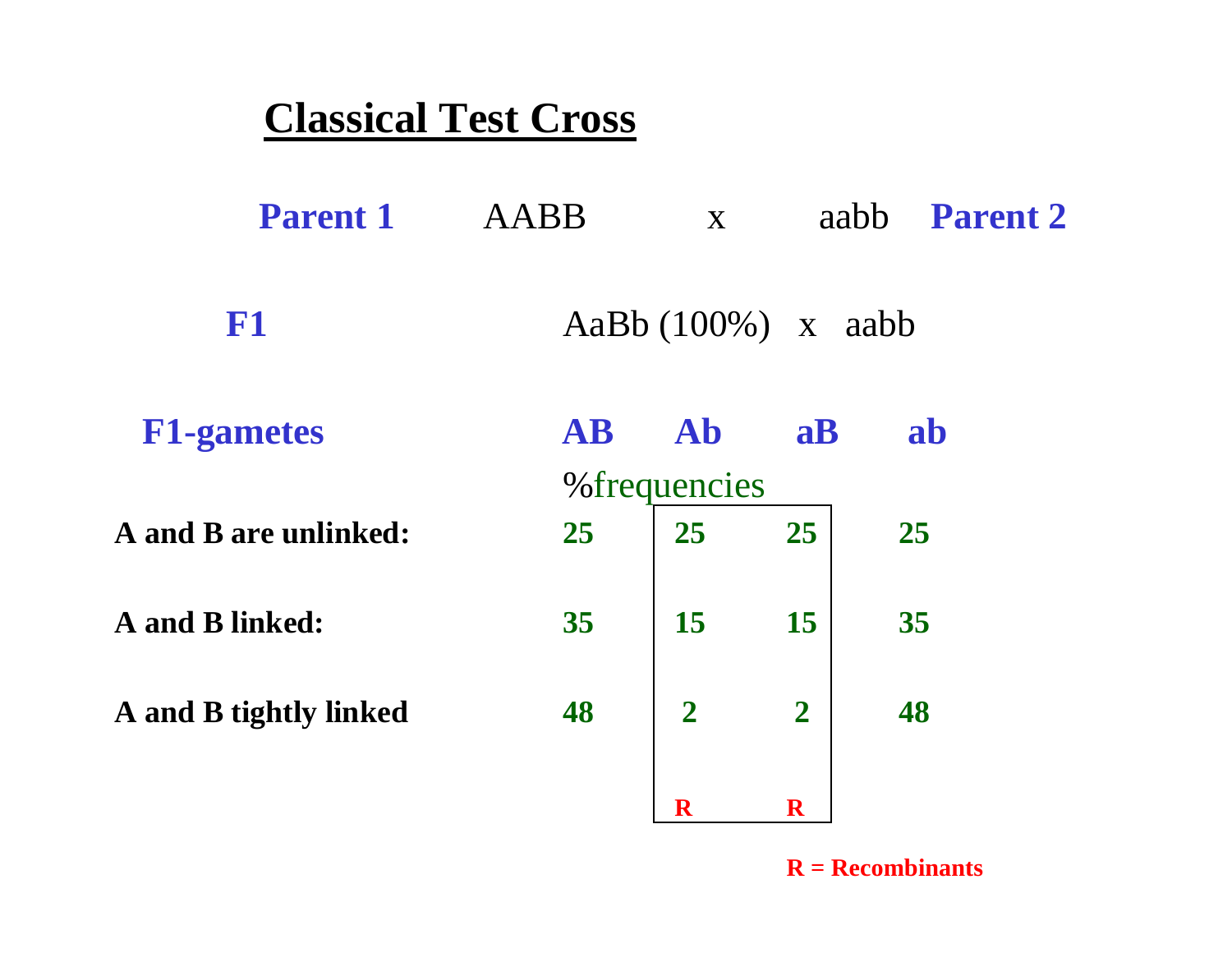# Classical Test Cross

**Parent 1** AABB x aabb **Parent 2**

**F1** AaBb (100%) x aabb

| **F1-gametes** | **AB** | **Ab** | **aB** | **ab** |
|---|---|---|---|---|
| | %frequencies | | | |
| **A and B are unlinked:** | **25** | **25** | **25** | **25** |
| **A and B linked:** | **35** | **15** | **15** | **35** |
| **A and B tightly linked** | **48** | **2** | **2** | **48** |
| | | **R** | **R** | |

**R = Recombinants**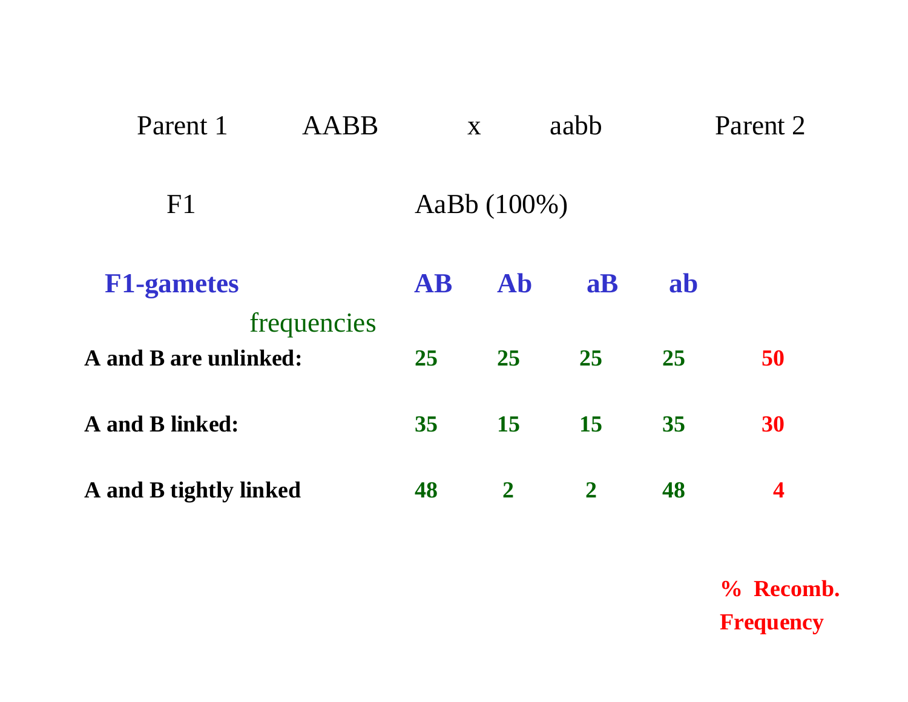Parent 1 AABB x aabb Parent 2

F1 AaBb (100%)

| **F1-gametes** frequencies | **AB** | **Ab** | **aB** | **ab** | **% Recomb. Frequency** |
|---|---|---|---|---|---|
| **A and B are unlinked:** | **25** | **25** | **25** | **25** | **50** |
| **A and B linked:** | **35** | **15** | **15** | **35** | **30** |
| **A and B tightly linked** | **48** | **2** | **2** | **48** | **4** |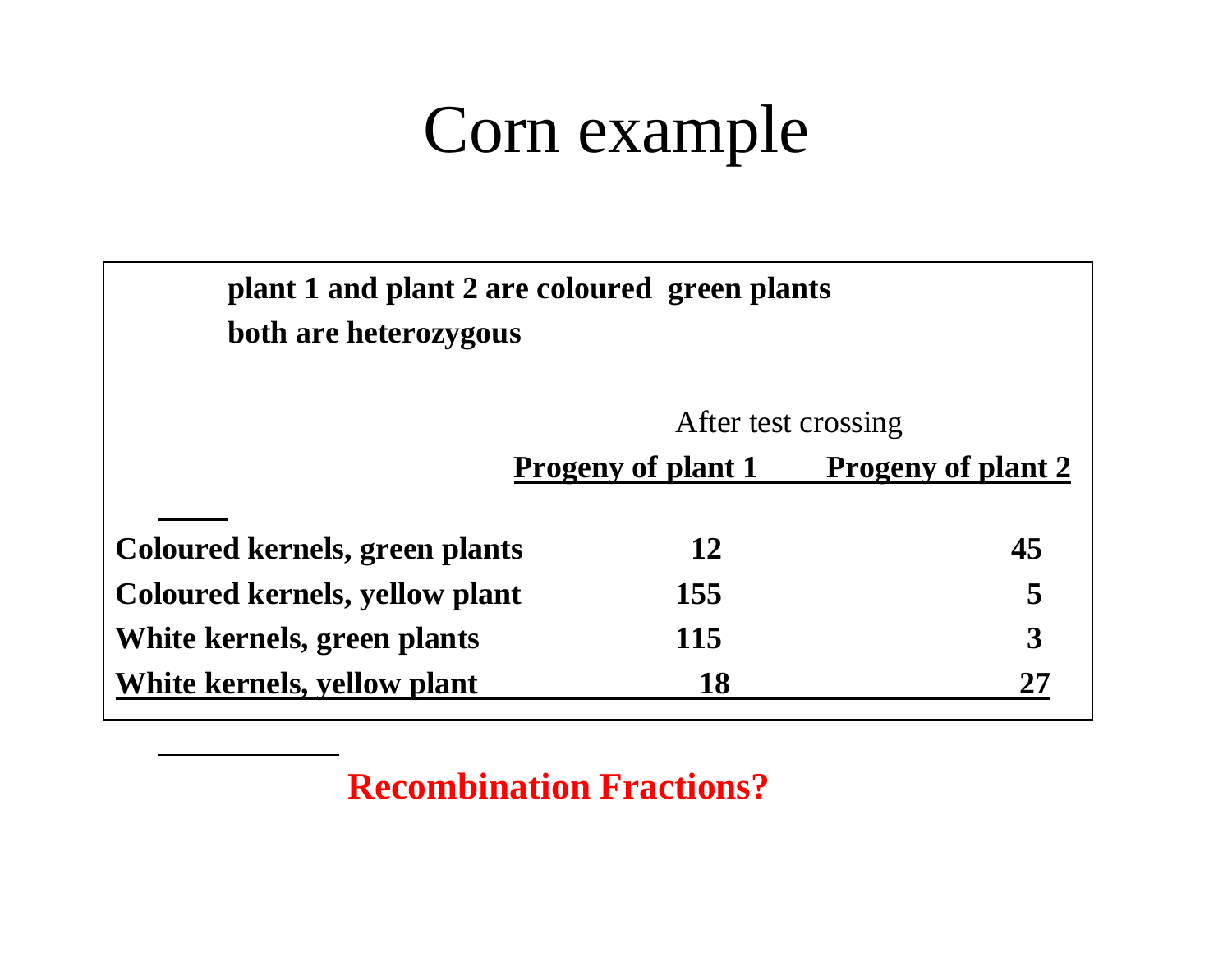# Corn example

**plant 1 and plant 2 are coloured green plants**

**both are heterozygous**

| | After test crossing | |
|---|---|---|
| | **Progeny of plant 1** | **Progeny of plant 2** |
| **Coloured kernels, green plants** | **12** | **45** |
| **Coloured kernels, yellow plant** | **155** | **5** |
| **White kernels, green plants** | **115** | **3** |
| **White kernels, yellow plant** | **18** | **27** |

**Recombination Fractions?**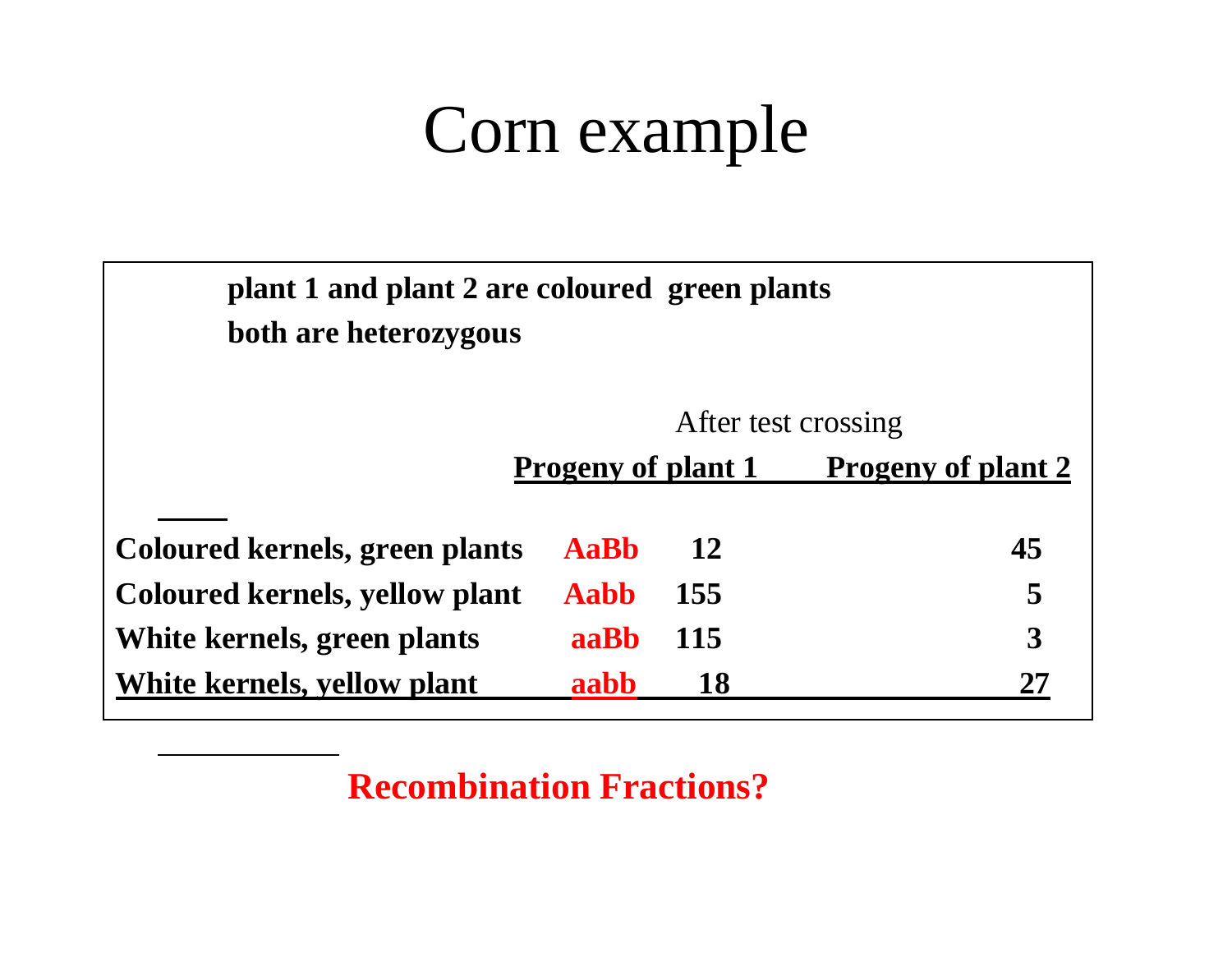# Corn example

**plant 1 and plant 2 are coloured green plants**

**both are heterozygous**

After test crossing

| | | Progeny of plant 1 | Progeny of plant 2 |
|---|---|---|---|
| **Coloured kernels, green plants** | **AaBb** | **12** | **45** |
| **Coloured kernels, yellow plant** | **Aabb** | **155** | **5** |
| **White kernels, green plants** | **aaBb** | **115** | **3** |
| **White kernels, yellow plant** | **aabb** | **18** | **27** |

**Recombination Fractions?**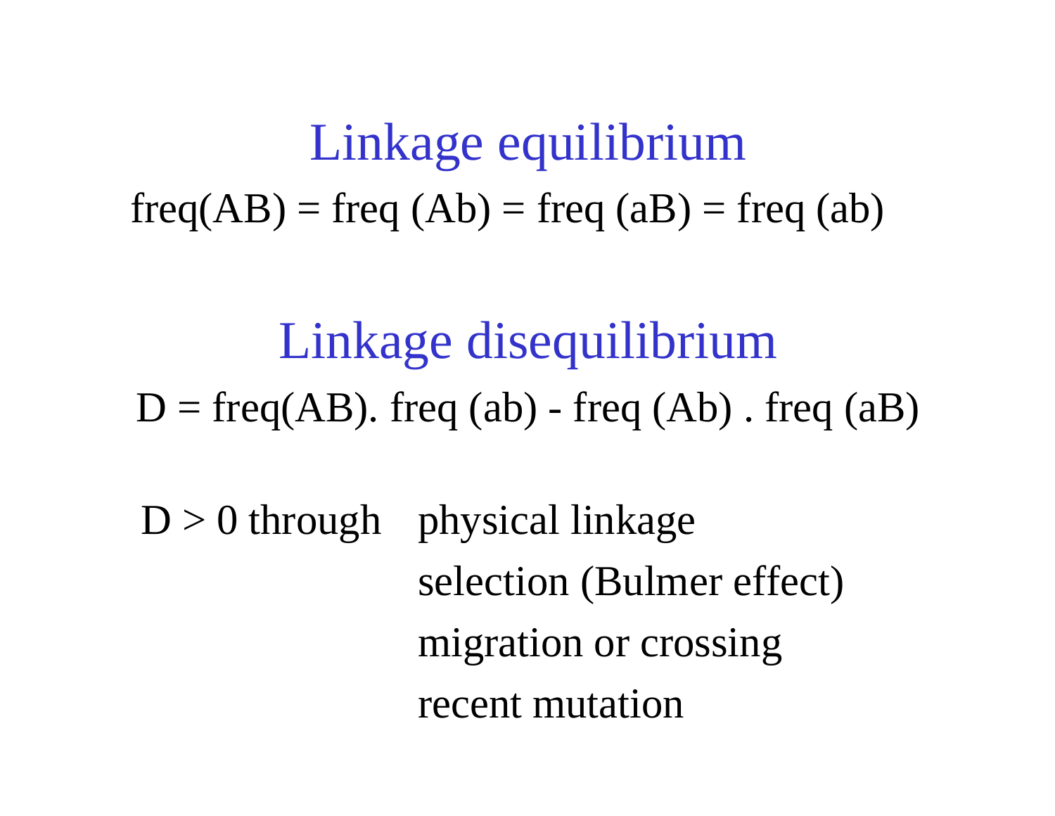## Linkage equilibrium

freq(AB) = freq (Ab) = freq (aB) = freq (ab)

## Linkage disequilibrium

D = freq(AB). freq (ab) - freq (Ab) . freq (aB)

D > 0 through
- physical linkage
- selection (Bulmer effect)
- migration or crossing
- recent mutation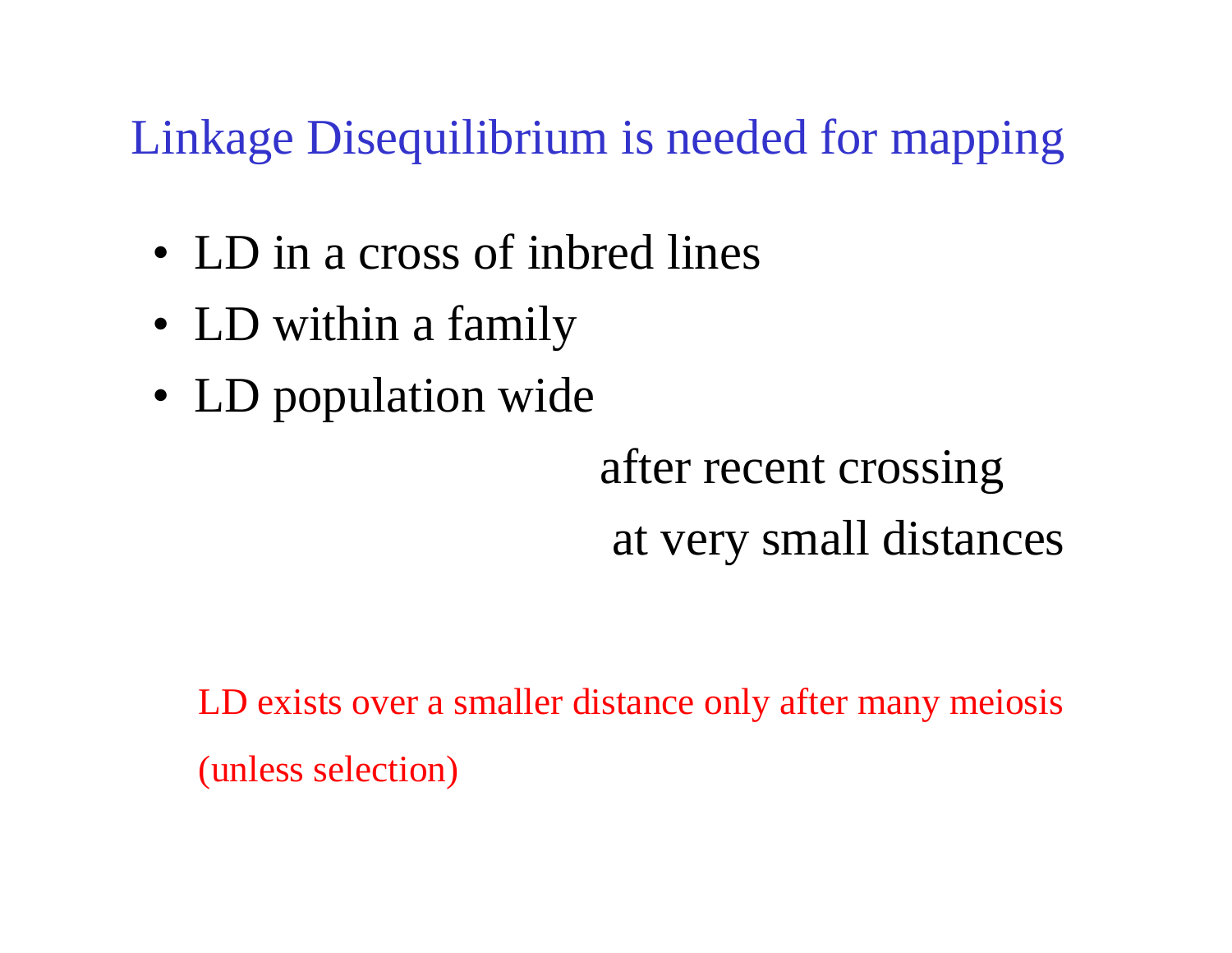# Linkage Disequilibrium is needed for mapping

- LD in a cross of inbred lines
- LD within a family
- LD population wide

after recent crossing

at very small distances

LD exists over a smaller distance only after many meiosis

(unless selection)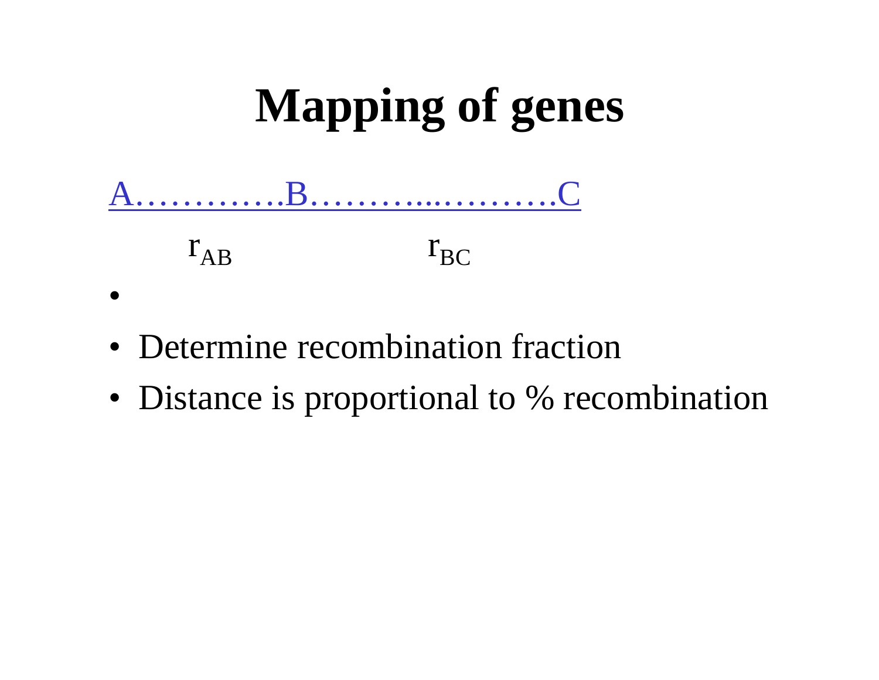# Mapping of genes

A………….B……….……….C

$r_{AB}$ $r_{BC}$

- 
- Determine recombination fraction
- Distance is proportional to % recombination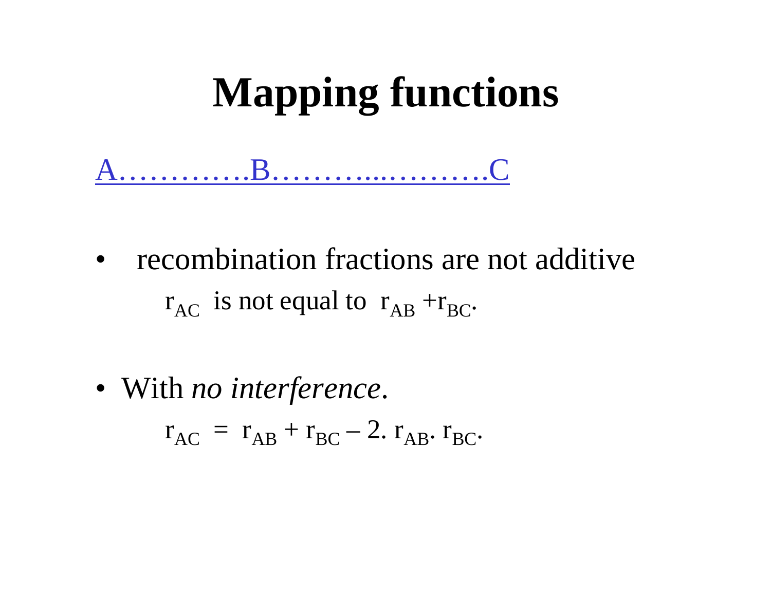# Mapping functions

A………….B…………..……….C

- recombination fractions are not additive

  $r_{AC}$ is not equal to $r_{AB} + r_{BC}$.

- With *no interference*.

  $r_{AC} = r_{AB} + r_{BC} - 2.\, r_{AB}.\, r_{BC}$.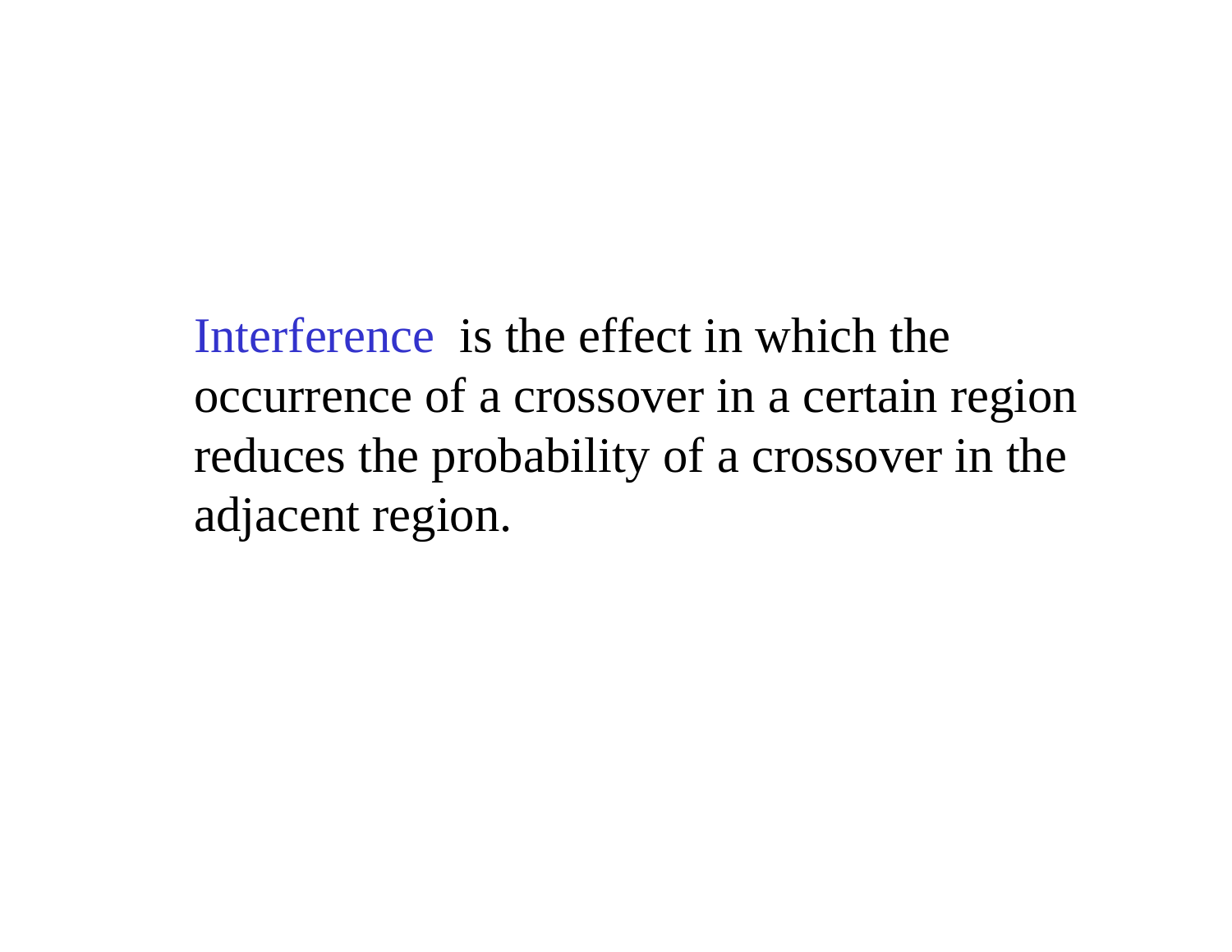Interference is the effect in which the occurrence of a crossover in a certain region reduces the probability of a crossover in the adjacent region.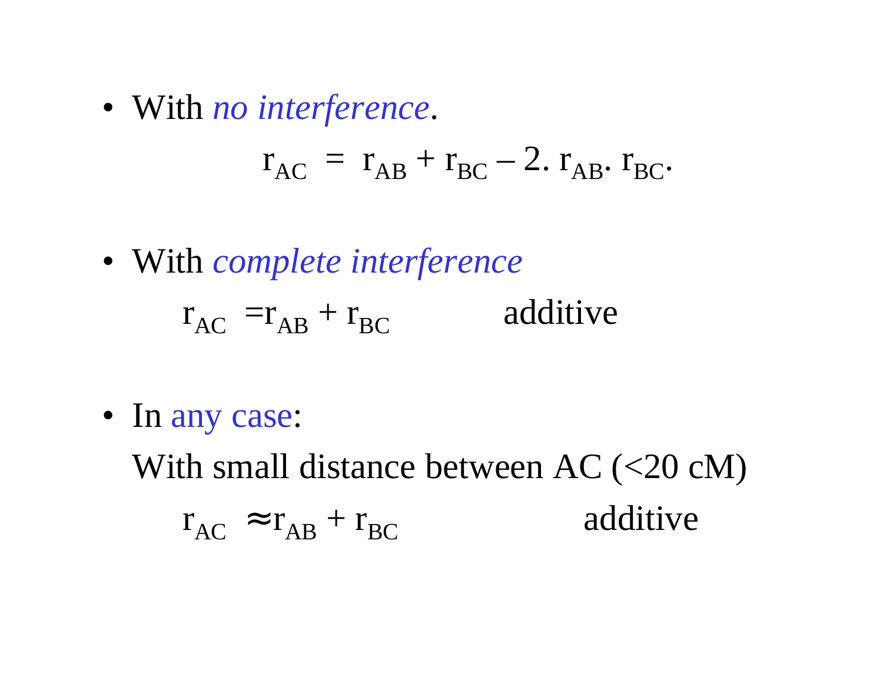- With *no interference*.

$$r_{AC} = r_{AB} + r_{BC} - 2. r_{AB}. r_{BC}.$$

- With *complete interference*

$r_{AC} = r_{AB} + r_{BC}$ additive

- In any case:

  With small distance between AC (<20 cM)

  $r_{AC} \approx r_{AB} + r_{BC}$ additive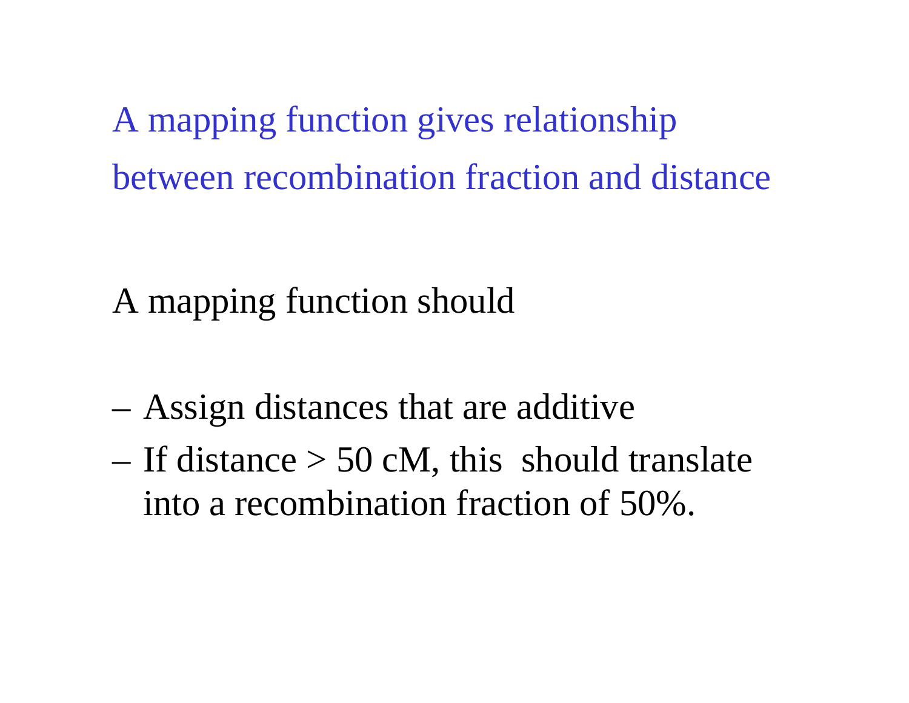A mapping function gives relationship between recombination fraction and distance

A mapping function should

- Assign distances that are additive
- If distance > 50 cM, this should translate into a recombination fraction of 50%.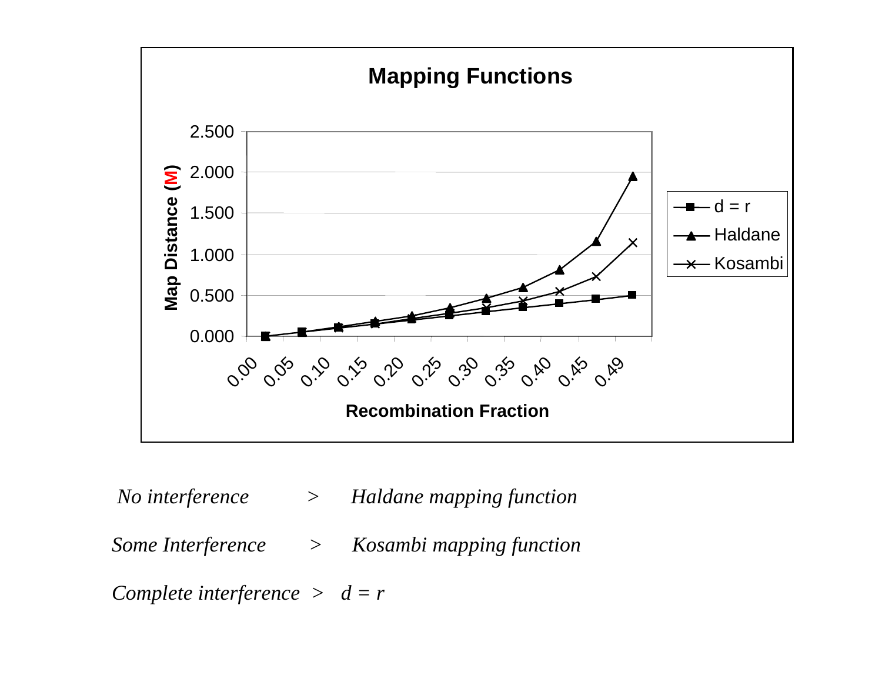## Mapping Functions

Map Distance (M) vs. Recombination Fraction

Legend: d = r; Haldane; Kosambi

Y-axis: 0.000, 0.500, 1.000, 1.500, 2.000, 2.500

X-axis: 0.00, 0.05, 0.10, 0.15, 0.20, 0.25, 0.30, 0.35, 0.40, 0.45, 0.49

*No interference* > *Haldane mapping function*

*Some Interference* > *Kosambi mapping function*

*Complete interference* > $d = r$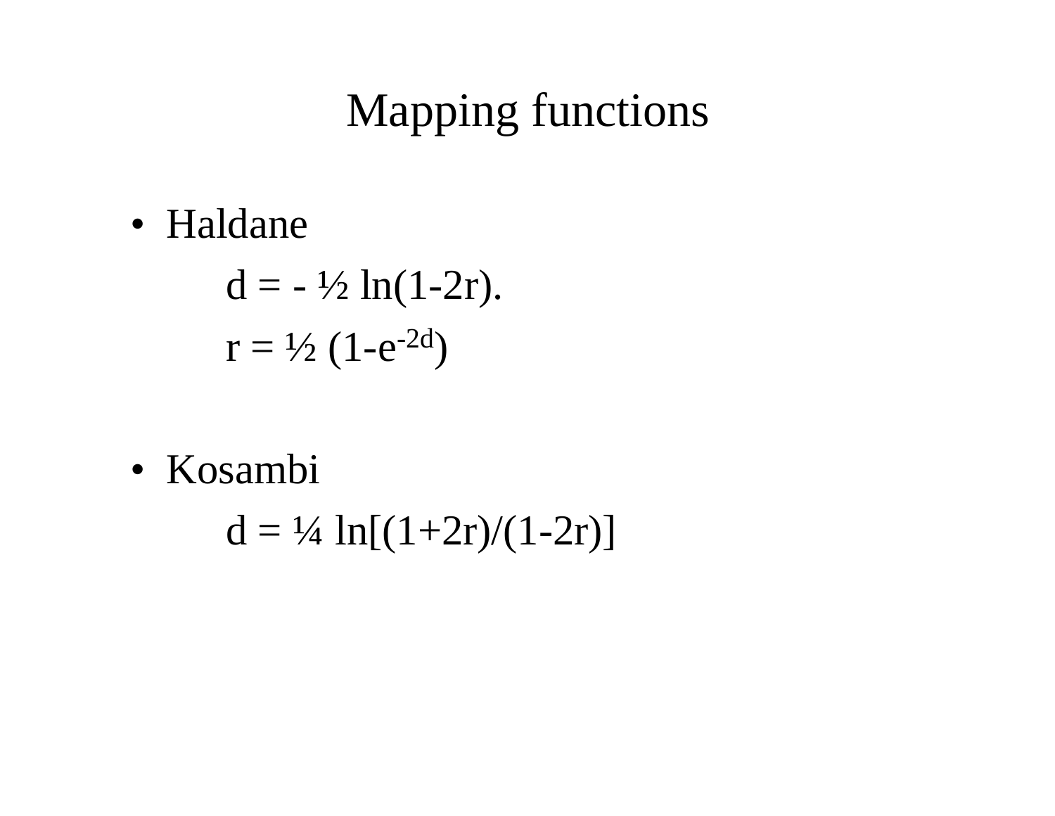# Mapping functions

- Haldane

  $d = -\frac{1}{2} \ln(1-2r).$

  $r = \frac{1}{2} (1-e^{-2d})$

- Kosambi

  $d = \frac{1}{4} \ln[(1+2r)/(1-2r)]$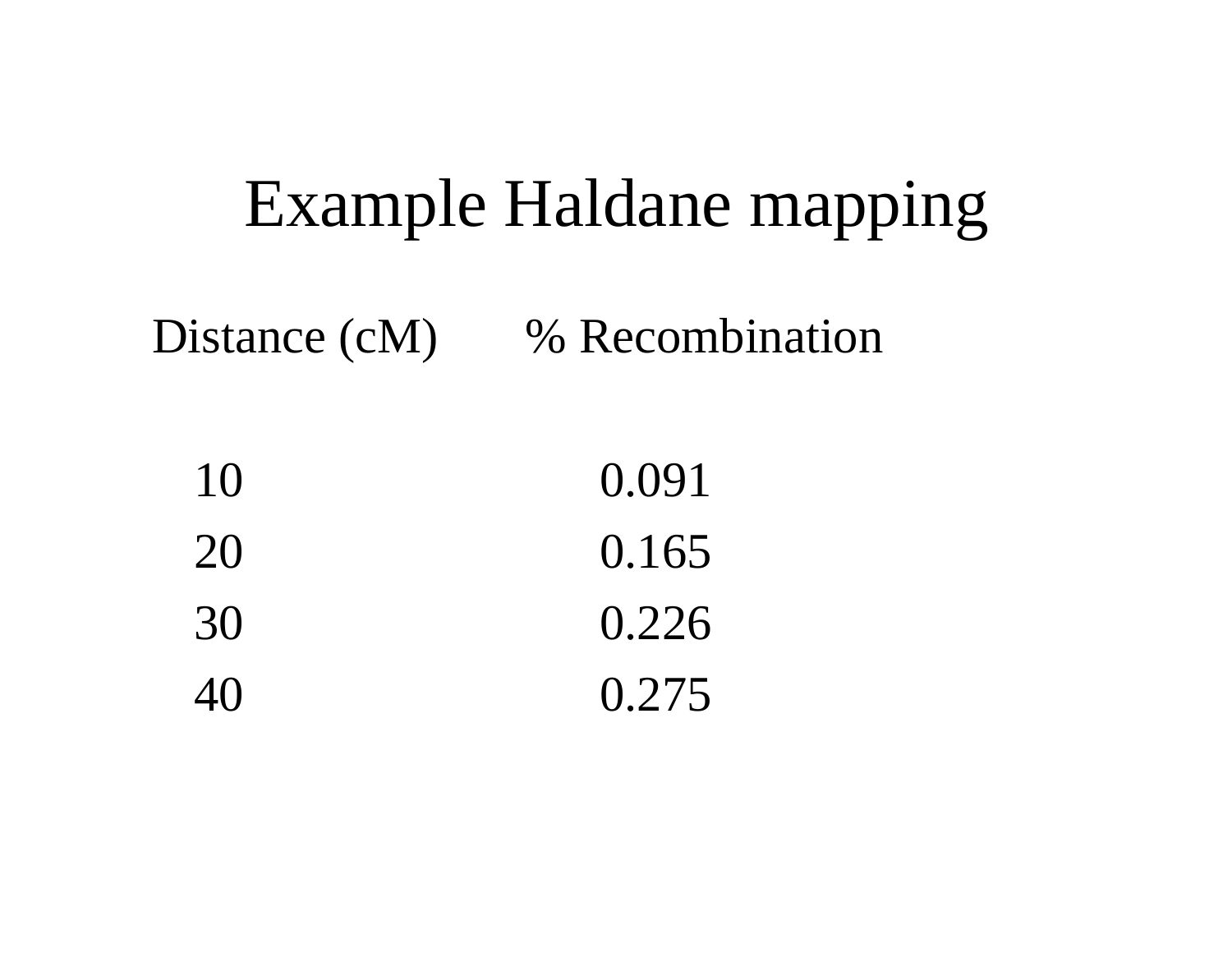# Example Haldane mapping

| Distance (cM) | % Recombination |
| --- | --- |
| 10 | 0.091 |
| 20 | 0.165 |
| 30 | 0.226 |
| 40 | 0.275 |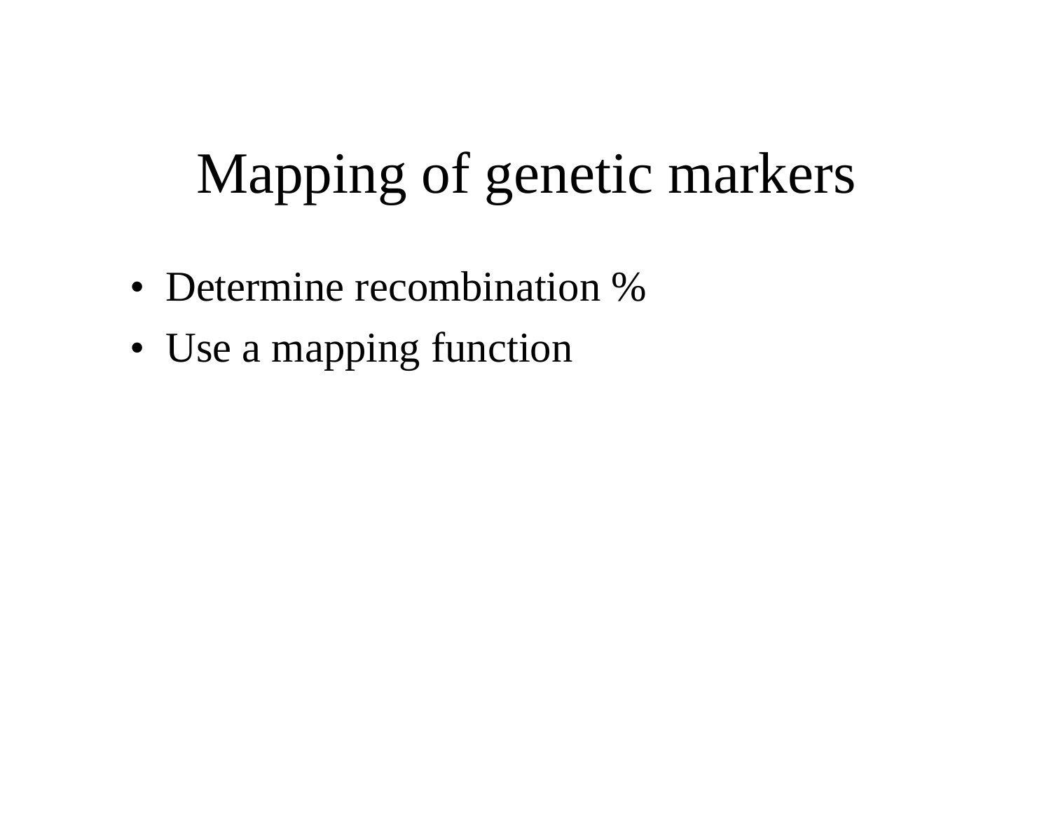# Mapping of genetic markers

- Determine recombination %
- Use a mapping function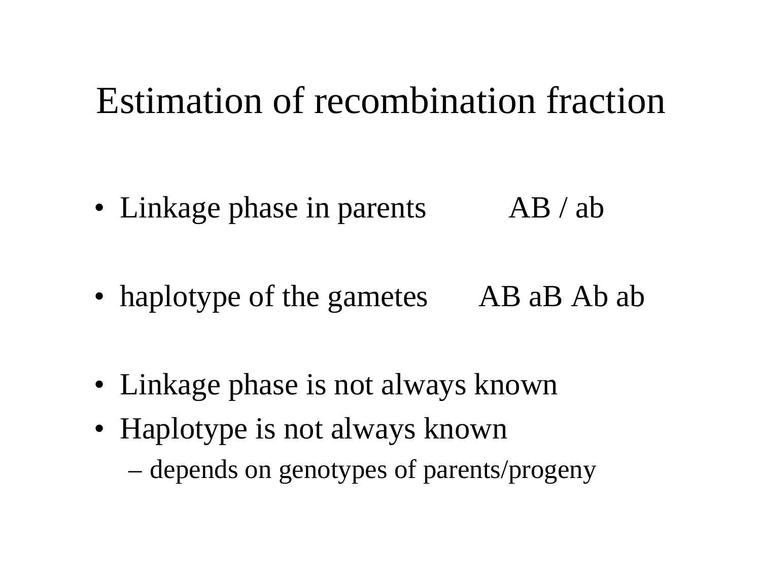# Estimation of recombination fraction

- Linkage phase in parents AB / ab
- haplotype of the gametes AB aB Ab ab
- Linkage phase is not always known
- Haplotype is not always known
  - depends on genotypes of parents/progeny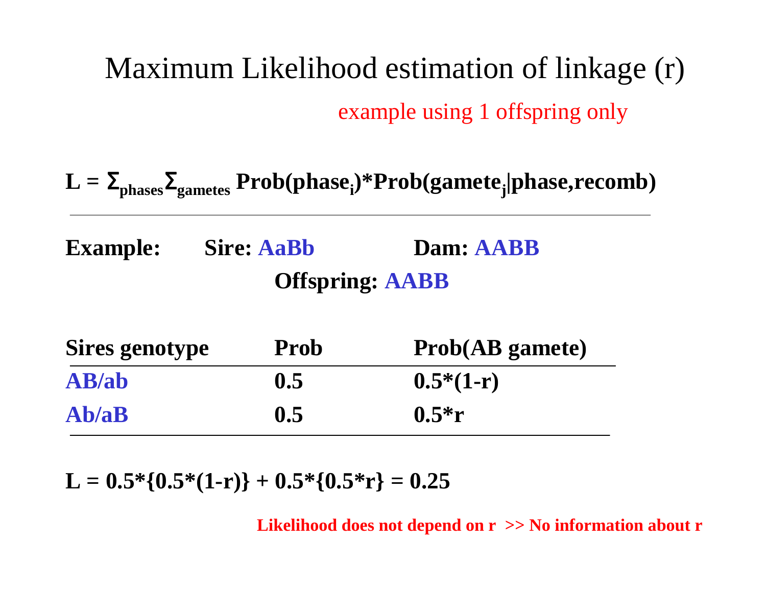# Maximum Likelihood estimation of linkage (r)

example using 1 offspring only

$$L = \Sigma_{phases}\Sigma_{gametes}\ \text{Prob}(\text{phase}_i)*\text{Prob}(\text{gamete}_j|\text{phase,recomb})$$

---

**Example:** **Sire: AaBb** **Dam: AABB**

**Offspring: AABB**

| Sires genotype | Prob | Prob(AB gamete) |
|---|---|---|
| AB/ab | 0.5 | $0.5*(1-r)$ |
| Ab/aB | 0.5 | $0.5*r$ |

$$L = 0.5*\{0.5*(1-r)\} + 0.5*\{0.5*r\} = 0.25$$

**Likelihood does not depend on r >> No information about r**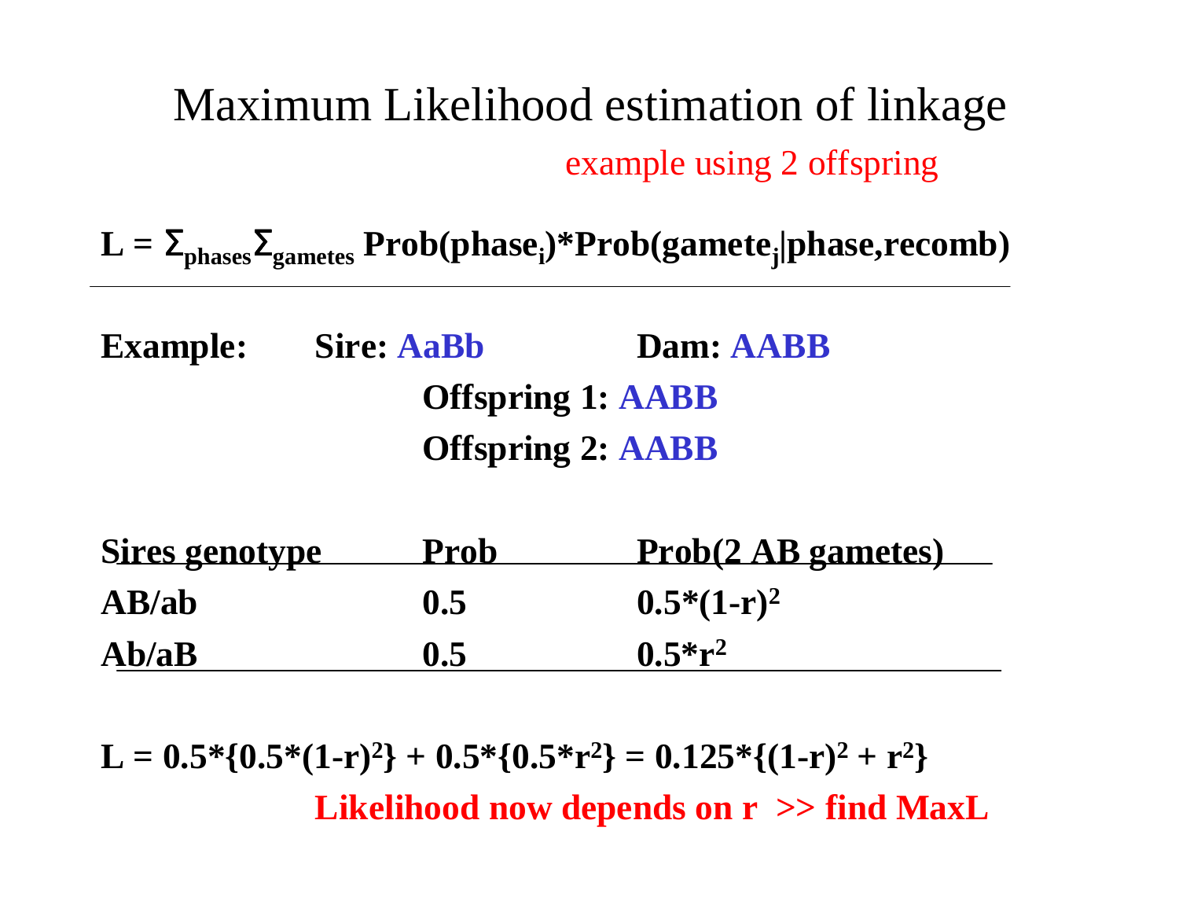# Maximum Likelihood estimation of linkage

example using 2 offspring

$$L = \Sigma_{phases}\Sigma_{gametes}\ Prob(phase_i)*Prob(gamete_j|phase,recomb)$$

**Example:** **Sire: AaBb** **Dam: AABB**

**Offspring 1: AABB**

**Offspring 2: AABB**

| Sires genotype | Prob | Prob(2 AB gametes) |
|---|---|---|
| AB/ab | 0.5 | $0.5*(1-r)^2$ |
| Ab/aB | 0.5 | $0.5*r^2$ |

$$L = 0.5*\{0.5*(1-r)^2\} + 0.5*\{0.5*r^2\} = 0.125*\{(1-r)^2 + r^2\}$$

**Likelihood now depends on r >> find MaxL**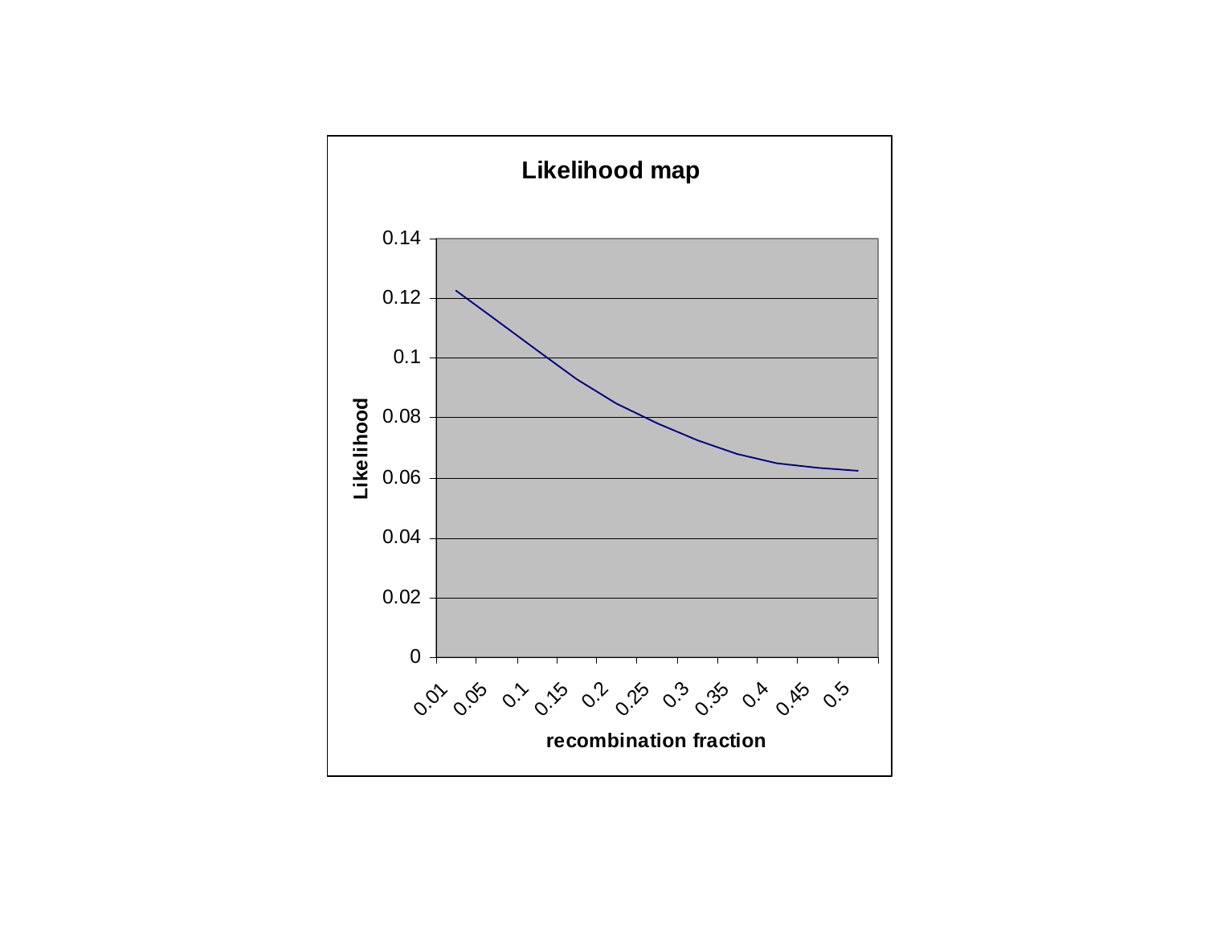**Likelihood map**

Likelihood (y-axis: 0 – 0.14)

recombination fraction (x-axis: 0.01, 0.05, 0.1, 0.15, 0.2, 0.25, 0.3, 0.35, 0.4, 0.45, 0.5)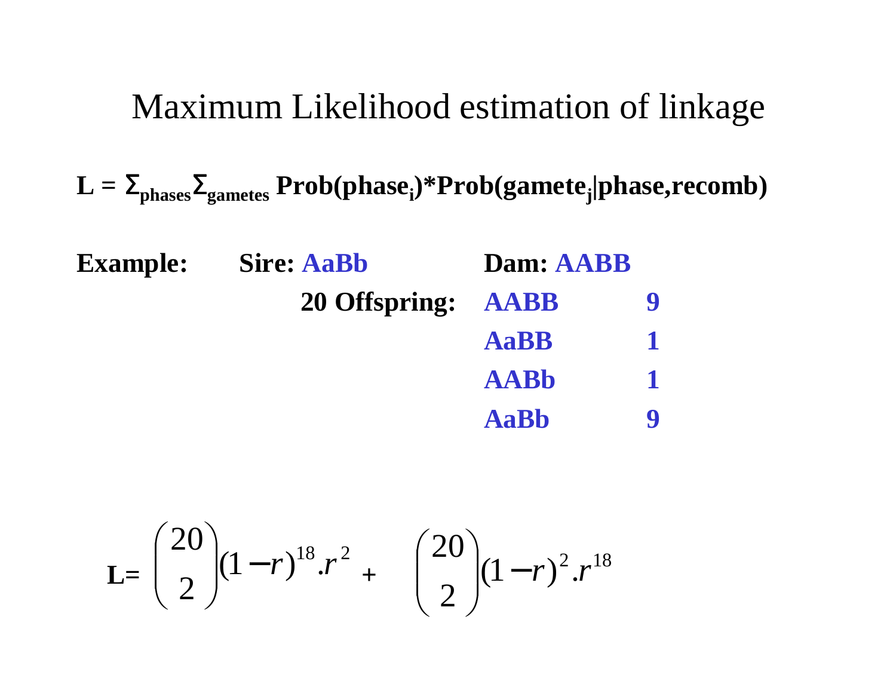# Maximum Likelihood estimation of linkage

**L = $\Sigma_{phases}\Sigma_{gametes}$ Prob(phase$_i$)*Prob(gamete$_j$|phase,recomb)**

**Example:** **Sire: AaBb** **Dam: AABB**

**20 Offspring:**

| Genotype | Count |
|---|---|
| **AABB** | **9** |
| **AaBB** | **1** |
| **AABb** | **1** |
| **AaBb** | **9** |

$$\mathbf{L} = \binom{20}{2}(1-r)^{18}.r^{2} + \binom{20}{2}(1-r)^{2}.r^{18}$$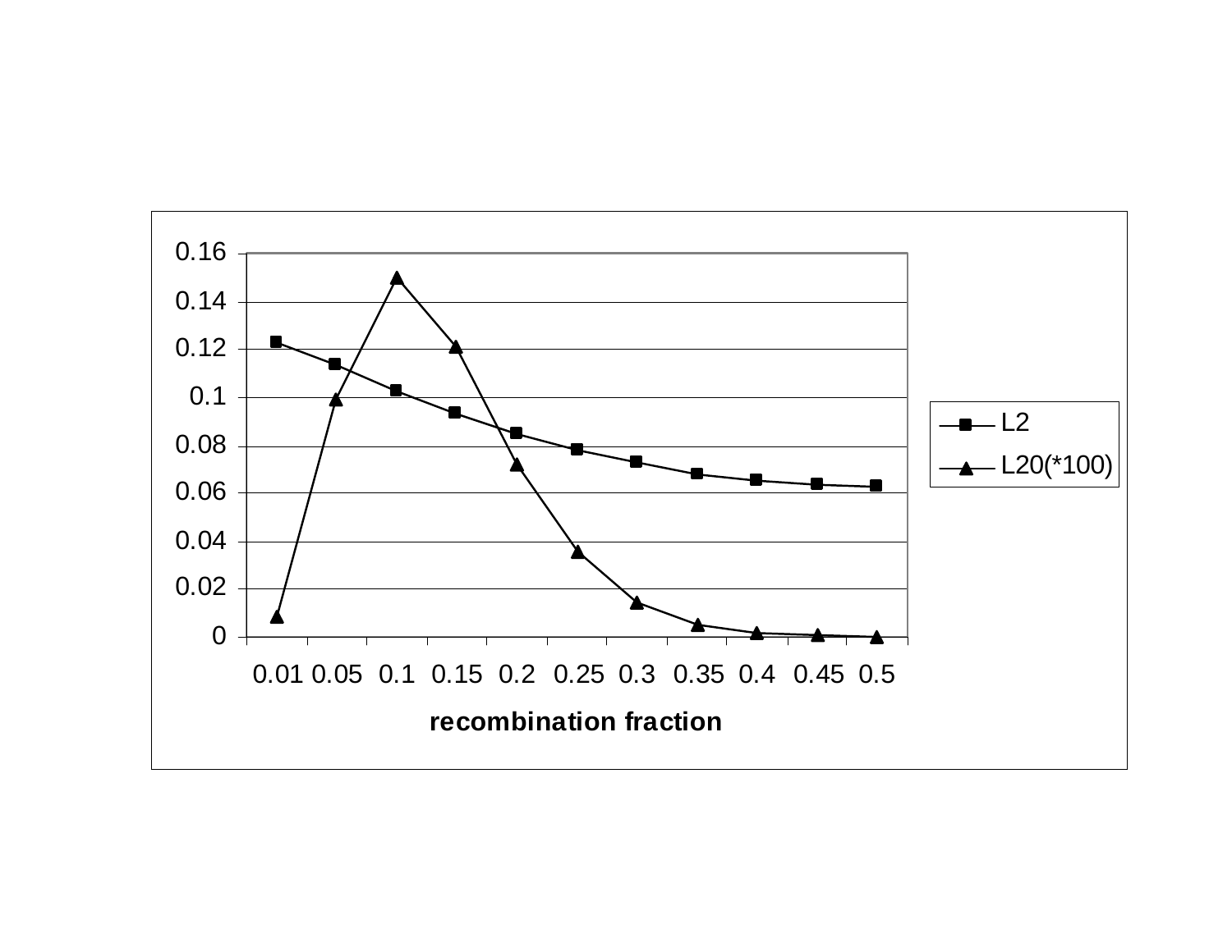0.16
0.14
0.12
0.1
0.08
0.06
0.04
0.02
0

0.01 0.05 0.1 0.15 0.2 0.25 0.3 0.35 0.4 0.45 0.5

**recombination fraction**

L2

L20(*100)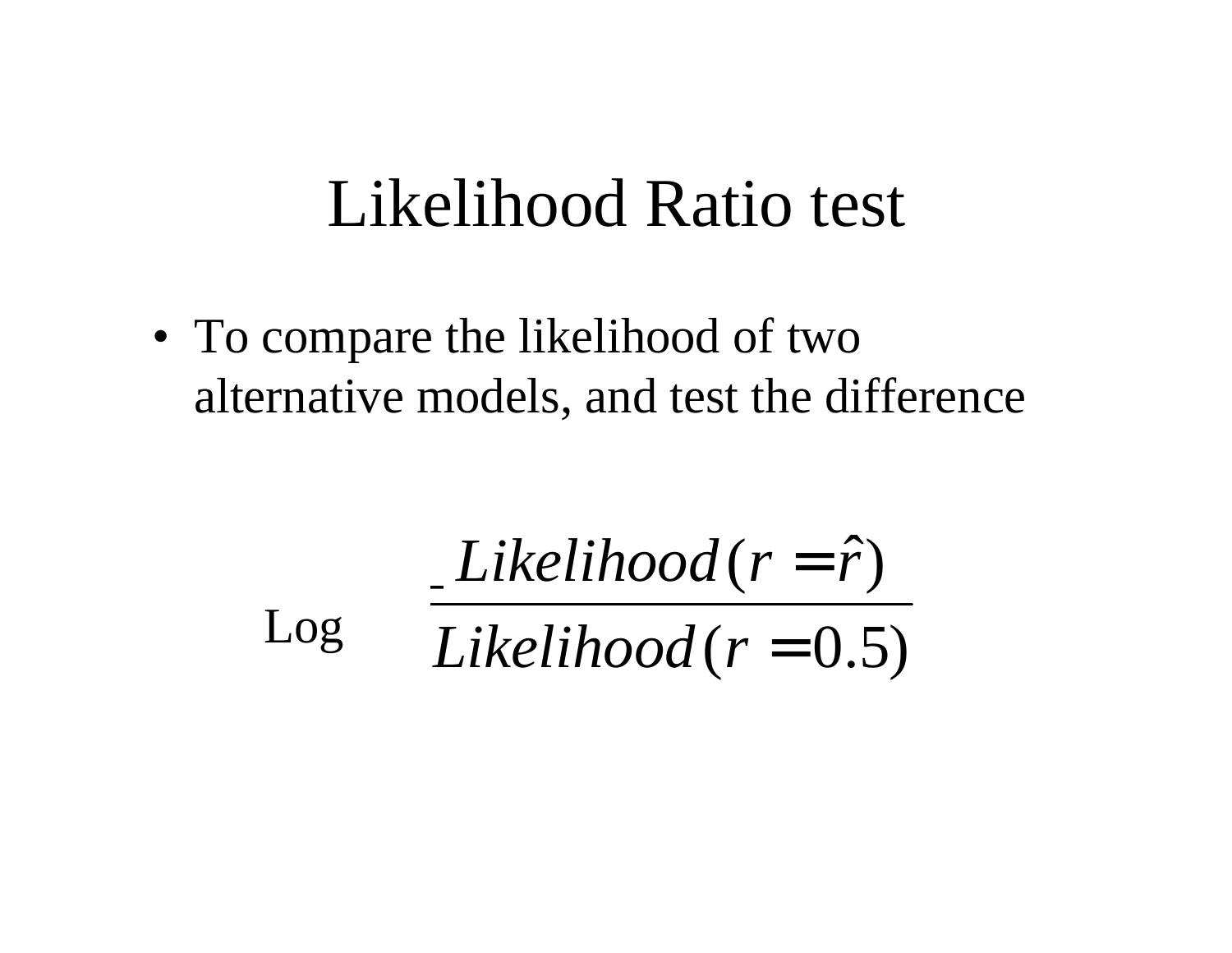# Likelihood Ratio test

- To compare the likelihood of two alternative models, and test the difference

$$\text{Log} \quad \frac{Likelihood(r = \hat{r})}{Likelihood(r = 0.5)}$$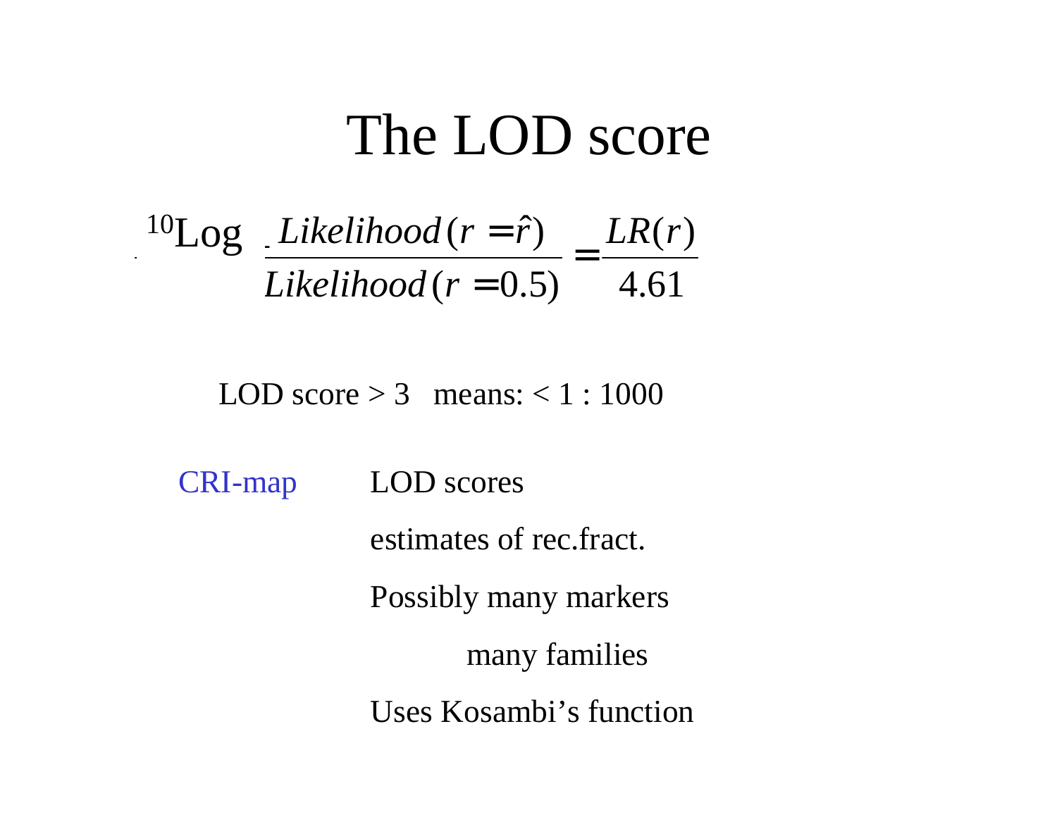# The LOD score

$$^{10}\text{Log}\ \frac{Likelihood(r=\hat{r})}{Likelihood(r=0.5)} = \frac{LR(r)}{4.61}$$

LOD score > 3 means: < 1 : 1000

CRI-map

- LOD scores
- estimates of rec.fract.
- Possibly many markers
  - many families
- Uses Kosambi's function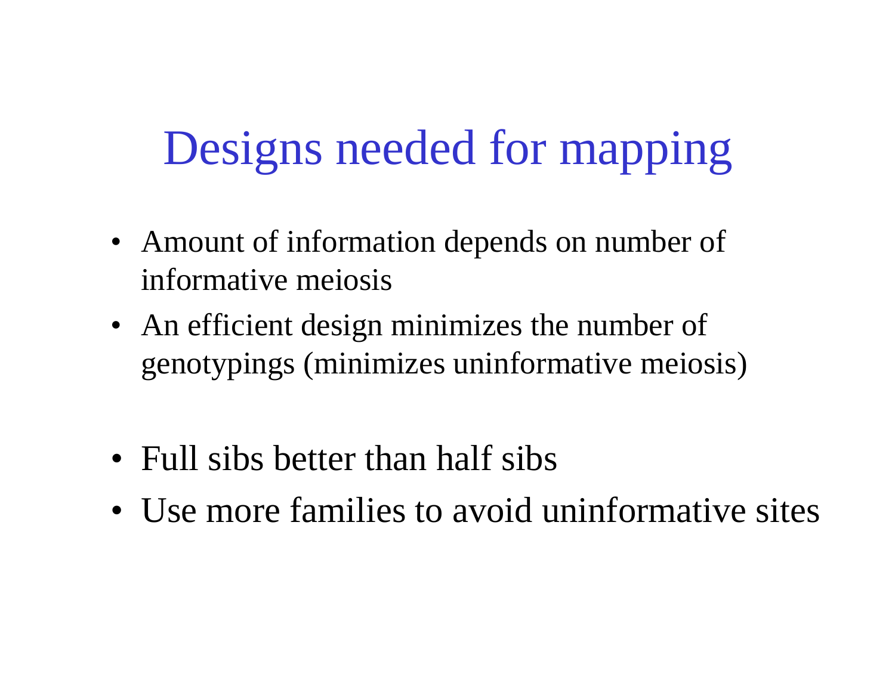# Designs needed for mapping

- Amount of information depends on number of informative meiosis
- An efficient design minimizes the number of genotypings (minimizes uninformative meiosis)

- Full sibs better than half sibs
- Use more families to avoid uninformative sites